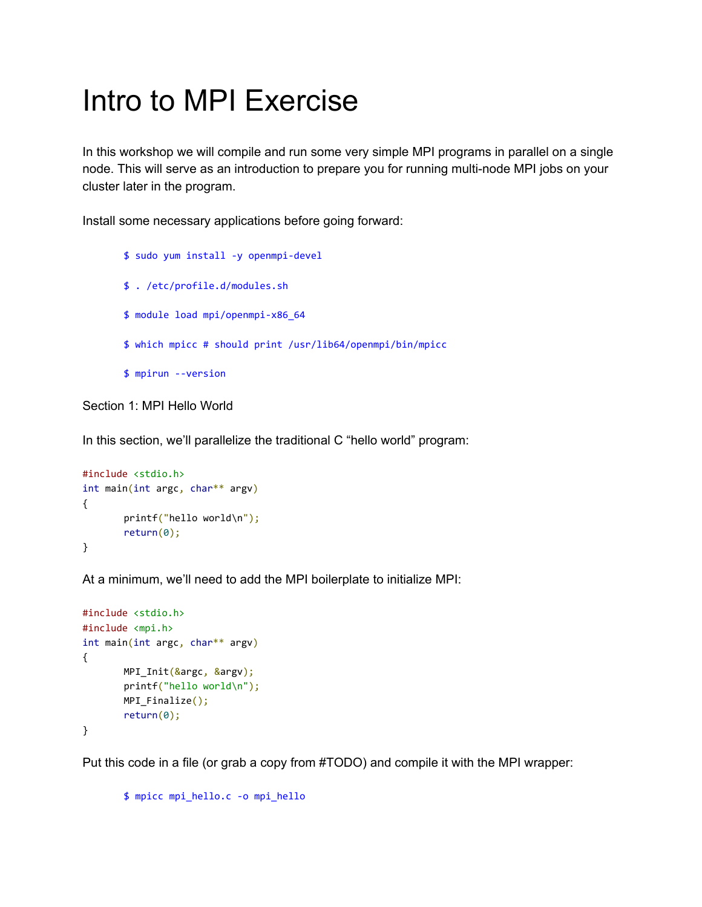# Intro to MPI Exercise

In this workshop we will compile and run some very simple MPI programs in parallel on a single node. This will serve as an introduction to prepare you for running multi-node MPI jobs on your cluster later in the program.

Install some necessary applications before going forward:

```
$ sudo yum install -y openmpi-devel

$ . /etc/profile.d/modules.sh

$ module load mpi/openmpi-x86_64

$ which mpicc # should print /usr/lib64/openmpi/bin/mpicc

$ mpirun --version
```

Section 1: MPI Hello World

In this section, we'll parallelize the traditional C "hello world" program:

```c
#include <stdio.h>
int main(int argc, char** argv)
{
       printf("hello world\n");
       return(0);
}
```

At a minimum, we'll need to add the MPI boilerplate to initialize MPI:

```c
#include <stdio.h>
#include <mpi.h>
int main(int argc, char** argv)
{
       MPI_Init(&argc, &argv);
       printf("hello world\n");
       MPI_Finalize();
       return(0);
}
```

Put this code in a file (or grab a copy from #TODO) and compile it with the MPI wrapper:

```
$ mpicc mpi_hello.c -o mpi_hello
```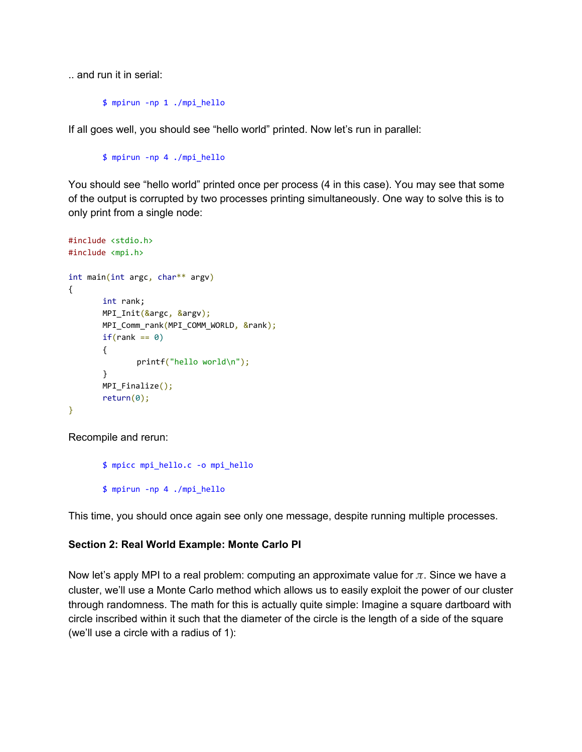.. and run it in serial:

```
$ mpirun -np 1 ./mpi_hello
```

If all goes well, you should see “hello world” printed. Now let’s run in parallel:

```
$ mpirun -np 4 ./mpi_hello
```

You should see “hello world” printed once per process (4 in this case). You may see that some of the output is corrupted by two processes printing simultaneously. One way to solve this is to only print from a single node:

```c
#include <stdio.h>
#include <mpi.h>

int main(int argc, char** argv)
{
	int rank;
	MPI_Init(&argc, &argv);
	MPI_Comm_rank(MPI_COMM_WORLD, &rank);
	if(rank == 0)
	{
		printf("hello world\n");
	}
	MPI_Finalize();
	return(0);
}
```

Recompile and rerun:

```
$ mpicc mpi_hello.c -o mpi_hello

$ mpirun -np 4 ./mpi_hello
```

This time, you should once again see only one message, despite running multiple processes.

**Section 2: Real World Example: Monte Carlo PI**

Now let’s apply MPI to a real problem: computing an approximate value for $\pi$. Since we have a cluster, we’ll use a Monte Carlo method which allows us to easily exploit the power of our cluster through randomness. The math for this is actually quite simple: Imagine a square dartboard with circle inscribed within it such that the diameter of the circle is the length of a side of the square (we’ll use a circle with a radius of 1):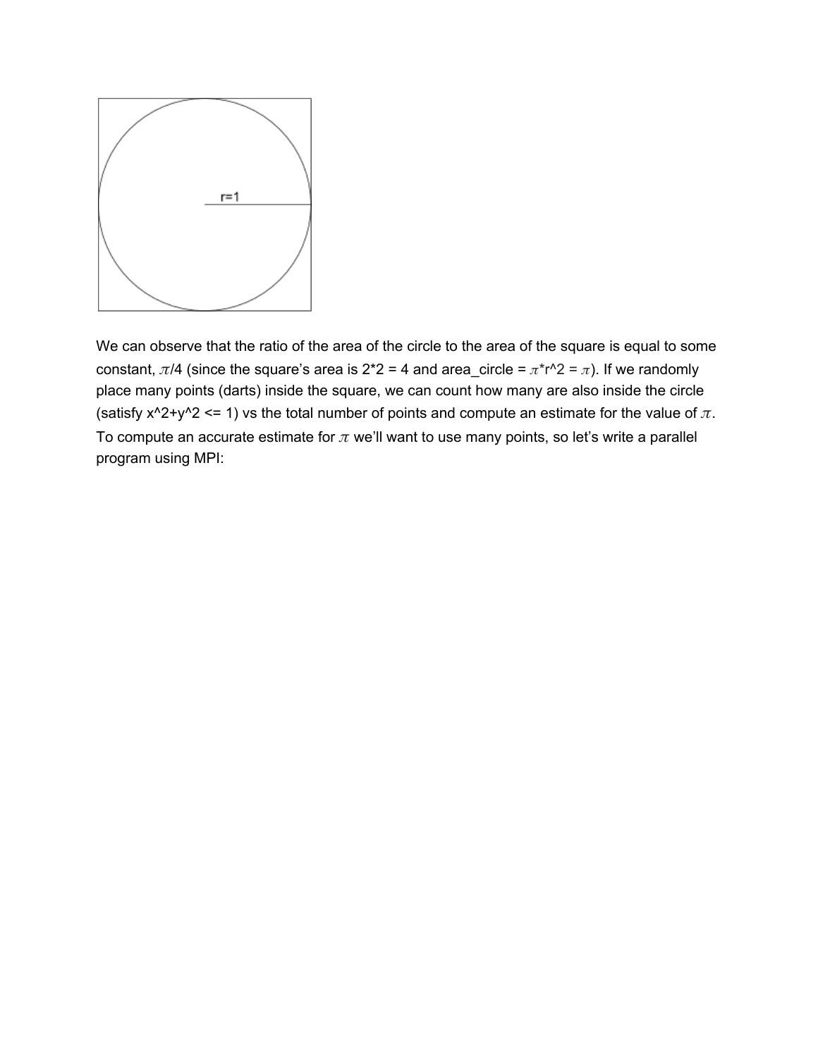r=1

We can observe that the ratio of the area of the circle to the area of the square is equal to some constant, $\pi/4$ (since the square's area is $2*2 = 4$ and area_circle = $\pi*r^2 = \pi$). If we randomly place many points (darts) inside the square, we can count how many are also inside the circle (satisfy $x^2+y^2 \le 1$) vs the total number of points and compute an estimate for the value of $\pi$. To compute an accurate estimate for $\pi$ we'll want to use many points, so let's write a parallel program using MPI: